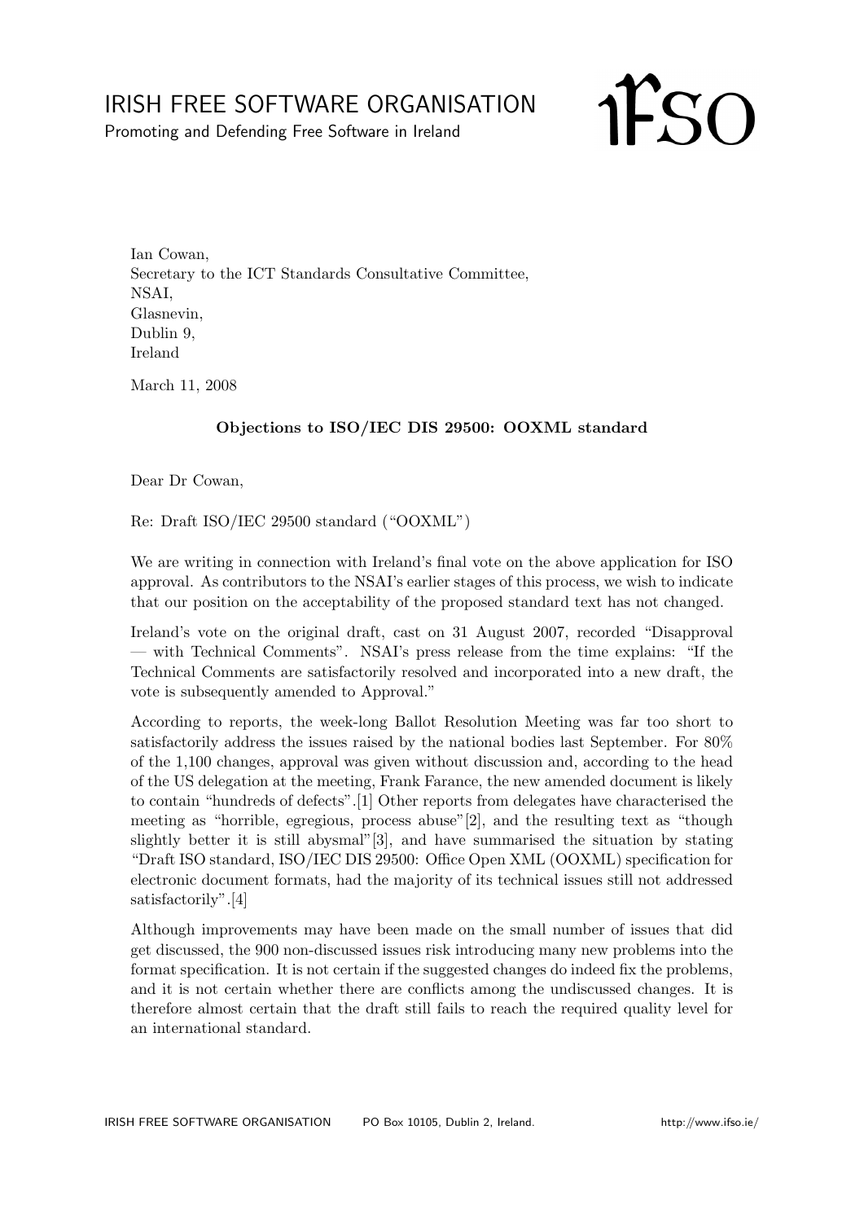# IRISH FREE SOFTWARE ORGANISATION

Promoting and Defending Free Software in Ireland

Ian Cowan,
Secretary to the ICT Standards Consultative Committee,
NSAI,
Glasnevin,
Dublin 9,
Ireland

March 11, 2008

**Objections to ISO/IEC DIS 29500: OOXML standard**

Dear Dr Cowan,

Re: Draft ISO/IEC 29500 standard ("OOXML")

We are writing in connection with Ireland's final vote on the above application for ISO approval. As contributors to the NSAI's earlier stages of this process, we wish to indicate that our position on the acceptability of the proposed standard text has not changed.

Ireland's vote on the original draft, cast on 31 August 2007, recorded "Disapproval — with Technical Comments". NSAI's press release from the time explains: "If the Technical Comments are satisfactorily resolved and incorporated into a new draft, the vote is subsequently amended to Approval."

According to reports, the week-long Ballot Resolution Meeting was far too short to satisfactorily address the issues raised by the national bodies last September. For 80% of the 1,100 changes, approval was given without discussion and, according to the head of the US delegation at the meeting, Frank Farance, the new amended document is likely to contain "hundreds of defects".[1] Other reports from delegates have characterised the meeting as "horrible, egregious, process abuse"[2], and the resulting text as "though slightly better it is still abysmal"[3], and have summarised the situation by stating "Draft ISO standard, ISO/IEC DIS 29500: Office Open XML (OOXML) specification for electronic document formats, had the majority of its technical issues still not addressed satisfactorily".[4]

Although improvements may have been made on the small number of issues that did get discussed, the 900 non-discussed issues risk introducing many new problems into the format specification. It is not certain if the suggested changes do indeed fix the problems, and it is not certain whether there are conflicts among the undiscussed changes. It is therefore almost certain that the draft still fails to reach the required quality level for an international standard.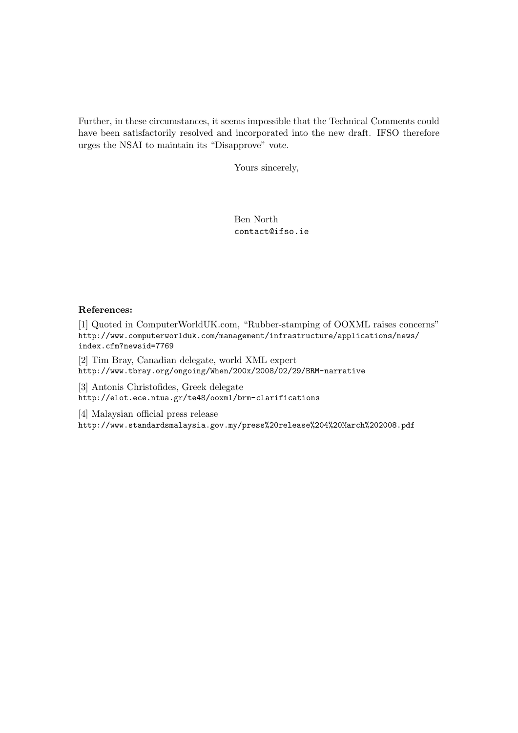Further, in these circumstances, it seems impossible that the Technical Comments could have been satisfactorily resolved and incorporated into the new draft. IFSO therefore urges the NSAI to maintain its "Disapprove" vote.

Yours sincerely,

Ben North
`contact@ifso.ie`

**References:**

[1] Quoted in ComputerWorldUK.com, "Rubber-stamping of OOXML raises concerns"
`http://www.computerworlduk.com/management/infrastructure/applications/news/index.cfm?newsid=7769`

[2] Tim Bray, Canadian delegate, world XML expert
`http://www.tbray.org/ongoing/When/200x/2008/02/29/BRM-narrative`

[3] Antonis Christofides, Greek delegate
`http://elot.ece.ntua.gr/te48/ooxml/brm-clarifications`

[4] Malaysian official press release
`http://www.standardsmalaysia.gov.my/press%20release%204%20March%202008.pdf`